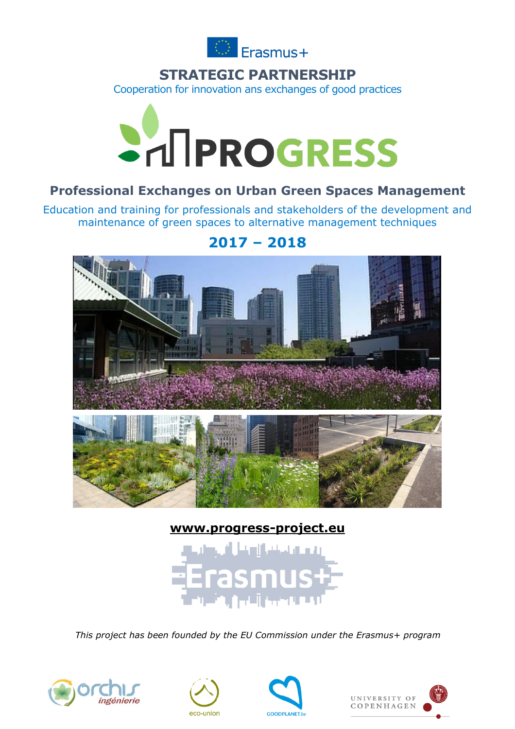Erasmus+

# STRATEGIC PARTNERSHIP

Cooperation for innovation ans exchanges of good practices

# PROGRESS

## Professional Exchanges on Urban Green Spaces Management

Education and training for professionals and stakeholders of the development and maintenance of green spaces to alternative management techniques

## 2017 – 2018

**www.progress-project.eu**

*This project has been founded by the EU Commission under the Erasmus+ program*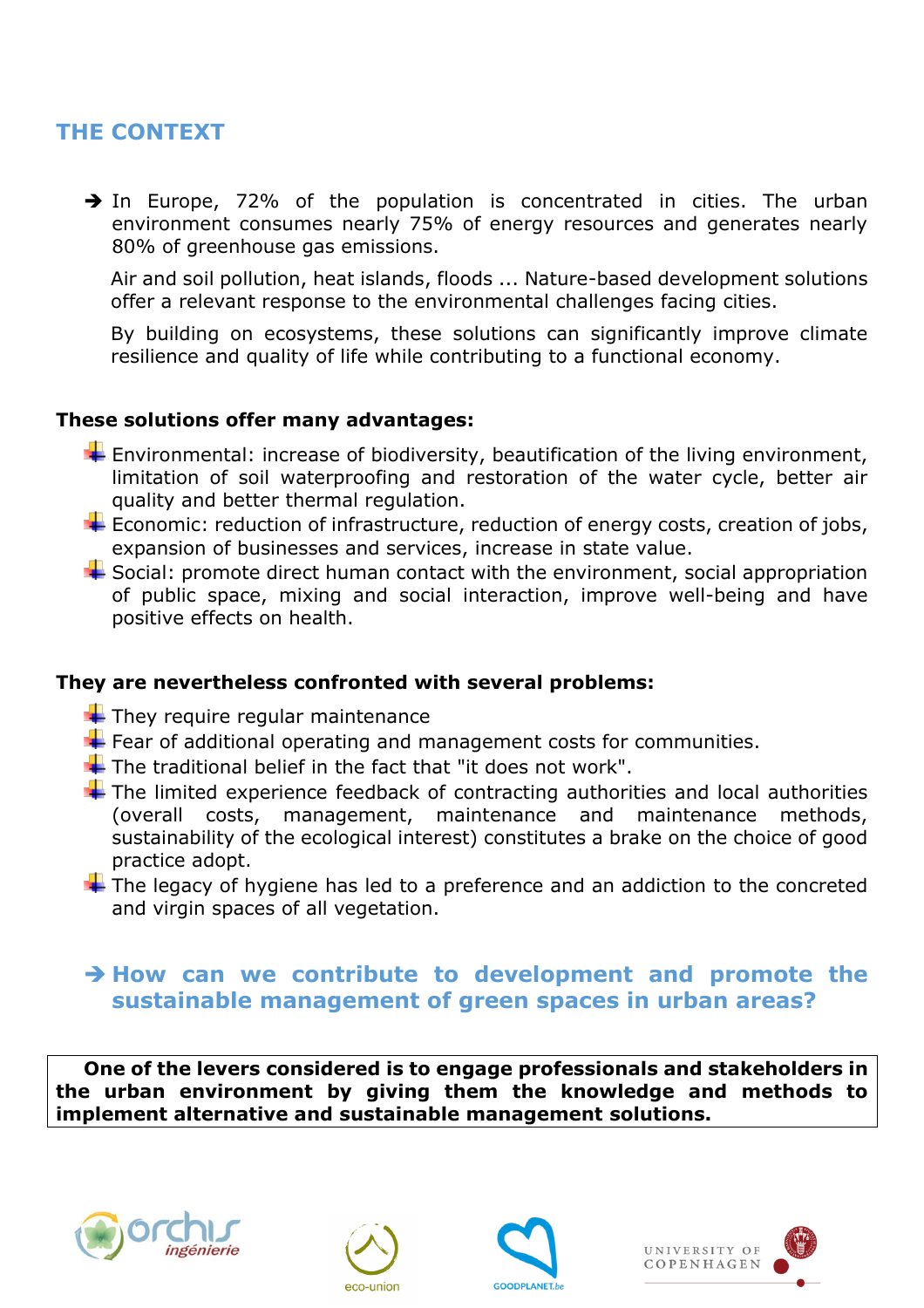## THE CONTEXT

➔ In Europe, 72% of the population is concentrated in cities. The urban environment consumes nearly 75% of energy resources and generates nearly 80% of greenhouse gas emissions.

Air and soil pollution, heat islands, floods ... Nature-based development solutions offer a relevant response to the environmental challenges facing cities.

By building on ecosystems, these solutions can significantly improve climate resilience and quality of life while contributing to a functional economy.

**These solutions offer many advantages:**

- Environmental: increase of biodiversity, beautification of the living environment, limitation of soil waterproofing and restoration of the water cycle, better air quality and better thermal regulation.
- Economic: reduction of infrastructure, reduction of energy costs, creation of jobs, expansion of businesses and services, increase in state value.
- Social: promote direct human contact with the environment, social appropriation of public space, mixing and social interaction, improve well-being and have positive effects on health.

**They are nevertheless confronted with several problems:**

- They require regular maintenance
- Fear of additional operating and management costs for communities.
- The traditional belief in the fact that "it does not work".
- The limited experience feedback of contracting authorities and local authorities (overall costs, management, maintenance and maintenance methods, sustainability of the ecological interest) constitutes a brake on the choice of good practice adopt.
- The legacy of hygiene has led to a preference and an addiction to the concreted and virgin spaces of all vegetation.

### ➔ How can we contribute to development and promote the sustainable management of green spaces in urban areas?

**One of the levers considered is to engage professionals and stakeholders in the urban environment by giving them the knowledge and methods to implement alternative and sustainable management solutions.**

orchis ingénierie · eco-union · GOODPLANET.be · UNIVERSITY OF COPENHAGEN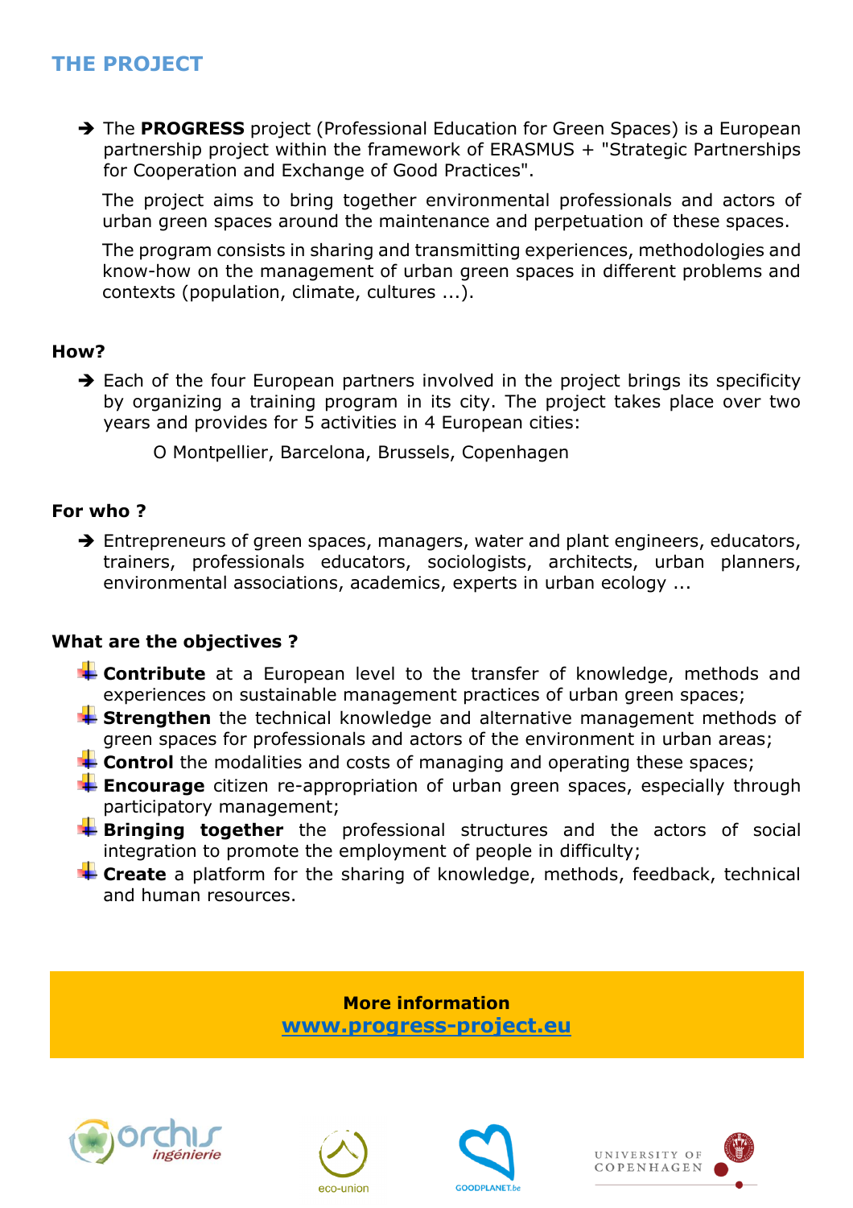## THE PROJECT

- The **PROGRESS** project (Professional Education for Green Spaces) is a European partnership project within the framework of ERASMUS + "Strategic Partnerships for Cooperation and Exchange of Good Practices".

  The project aims to bring together environmental professionals and actors of urban green spaces around the maintenance and perpetuation of these spaces.

  The program consists in sharing and transmitting experiences, methodologies and know-how on the management of urban green spaces in different problems and contexts (population, climate, cultures ...).

### How?

- Each of the four European partners involved in the project brings its specificity by organizing a training program in its city. The project takes place over two years and provides for 5 activities in 4 European cities:

  O Montpellier, Barcelona, Brussels, Copenhagen

### For who ?

- Entrepreneurs of green spaces, managers, water and plant engineers, educators, trainers, professionals educators, sociologists, architects, urban planners, environmental associations, academics, experts in urban ecology ...

### What are the objectives ?

- **Contribute** at a European level to the transfer of knowledge, methods and experiences on sustainable management practices of urban green spaces;
- **Strengthen** the technical knowledge and alternative management methods of green spaces for professionals and actors of the environment in urban areas;
- **Control** the modalities and costs of managing and operating these spaces;
- **Encourage** citizen re-appropriation of urban green spaces, especially through participatory management;
- **Bringing together** the professional structures and the actors of social integration to promote the employment of people in difficulty;
- **Create** a platform for the sharing of knowledge, methods, feedback, technical and human resources.

**More information**
www.progress-project.eu

orchis ingénierie | eco-union | GOODPLANET.be | UNIVERSITY OF COPENHAGEN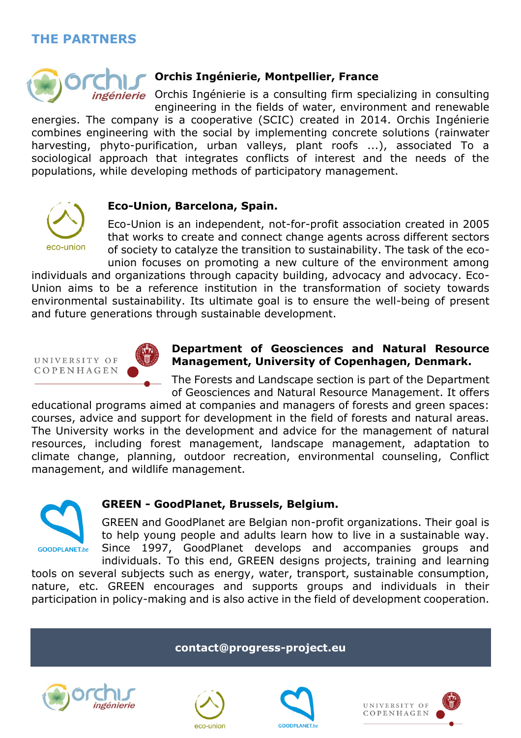## THE PARTNERS

**Orchis Ingénierie, Montpellier, France**

Orchis Ingénierie is a consulting firm specializing in consulting engineering in the fields of water, environment and renewable energies. The company is a cooperative (SCIC) created in 2014. Orchis Ingénierie combines engineering with the social by implementing concrete solutions (rainwater harvesting, phyto-purification, urban valleys, plant roofs ...), associated To a sociological approach that integrates conflicts of interest and the needs of the populations, while developing methods of participatory management.

**Eco-Union, Barcelona, Spain.**

Eco-Union is an independent, not-for-profit association created in 2005 that works to create and connect change agents across different sectors of society to catalyze the transition to sustainability. The task of the eco-union focuses on promoting a new culture of the environment among individuals and organizations through capacity building, advocacy and advocacy. Eco-Union aims to be a reference institution in the transformation of society towards environmental sustainability. Its ultimate goal is to ensure the well-being of present and future generations through sustainable development.

**Department of Geosciences and Natural Resource Management, University of Copenhagen, Denmark.**

The Forests and Landscape section is part of the Department of Geosciences and Natural Resource Management. It offers educational programs aimed at companies and managers of forests and green spaces: courses, advice and support for development in the field of forests and natural areas. The University works in the development and advice for the management of natural resources, including forest management, landscape management, adaptation to climate change, planning, outdoor recreation, environmental counseling, Conflict management, and wildlife management.

**GREEN - GoodPlanet, Brussels, Belgium.**

GREEN and GoodPlanet are Belgian non-profit organizations. Their goal is to help young people and adults learn how to live in a sustainable way. Since 1997, GoodPlanet develops and accompanies groups and individuals. To this end, GREEN designs projects, training and learning tools on several subjects such as energy, water, transport, sustainable consumption, nature, etc. GREEN encourages and supports groups and individuals in their participation in policy-making and is also active in the field of development cooperation.

**contact@progress-project.eu**